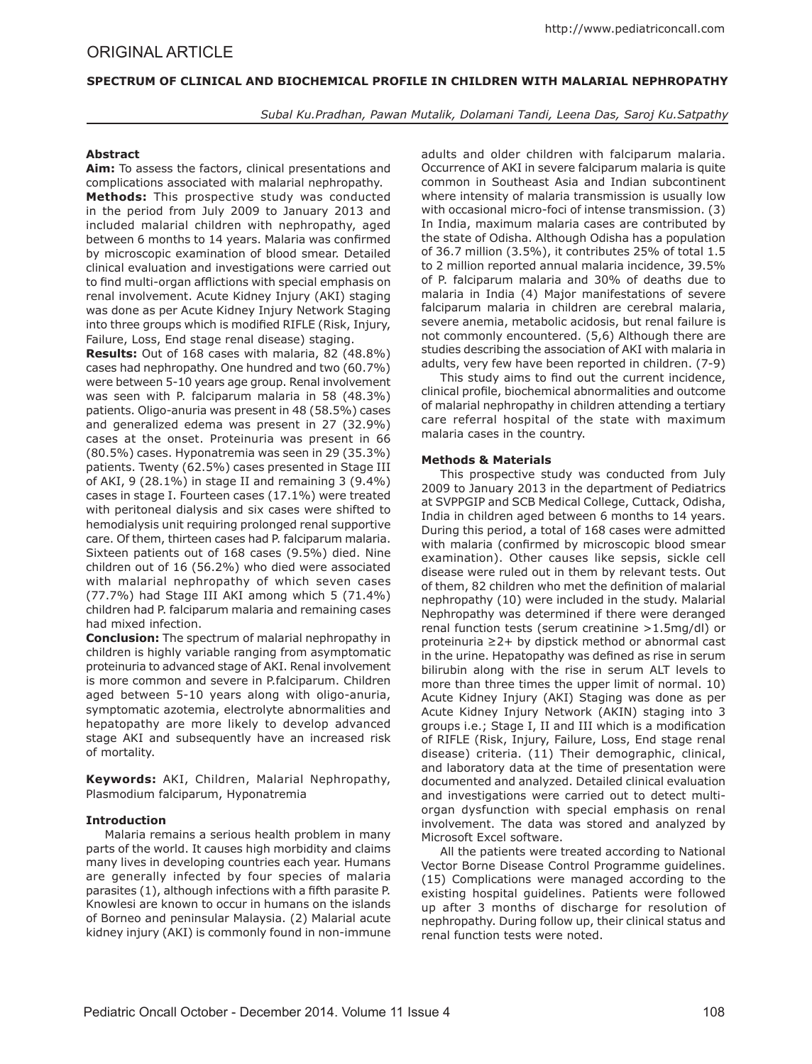ORIGINAL ARTICLE

# SPECTRUM OF CLINICAL AND BIOCHEMICAL PROFILE IN CHILDREN WITH MALARIAL NEPHROPATHY

*Subal Ku.Pradhan, Pawan Mutalik, Dolamani Tandi, Leena Das, Saroj Ku.Satpathy*

### Abstract

**Aim:** To assess the factors, clinical presentations and complications associated with malarial nephropathy.

**Methods:** This prospective study was conducted in the period from July 2009 to January 2013 and included malarial children with nephropathy, aged between 6 months to 14 years. Malaria was confirmed by microscopic examination of blood smear. Detailed clinical evaluation and investigations were carried out to find multi-organ afflictions with special emphasis on renal involvement. Acute Kidney Injury (AKI) staging was done as per Acute Kidney Injury Network Staging into three groups which is modified RIFLE (Risk, Injury, Failure, Loss, End stage renal disease) staging.

**Results:** Out of 168 cases with malaria, 82 (48.8%) cases had nephropathy. One hundred and two (60.7%) were between 5-10 years age group. Renal involvement was seen with P. falciparum malaria in 58 (48.3%) patients. Oligo-anuria was present in 48 (58.5%) cases and generalized edema was present in 27 (32.9%) cases at the onset. Proteinuria was present in 66 (80.5%) cases. Hyponatremia was seen in 29 (35.3%) patients. Twenty (62.5%) cases presented in Stage III of AKI, 9 (28.1%) in stage II and remaining 3 (9.4%) cases in stage I. Fourteen cases (17.1%) were treated with peritoneal dialysis and six cases were shifted to hemodialysis unit requiring prolonged renal supportive care. Of them, thirteen cases had P. falciparum malaria. Sixteen patients out of 168 cases (9.5%) died. Nine children out of 16 (56.2%) who died were associated with malarial nephropathy of which seven cases (77.7%) had Stage III AKI among which 5 (71.4%) children had P. falciparum malaria and remaining cases had mixed infection.

**Conclusion:** The spectrum of malarial nephropathy in children is highly variable ranging from asymptomatic proteinuria to advanced stage of AKI. Renal involvement is more common and severe in P.falciparum. Children aged between 5-10 years along with oligo-anuria, symptomatic azotemia, electrolyte abnormalities and hepatopathy are more likely to develop advanced stage AKI and subsequently have an increased risk of mortality.

**Keywords:** AKI, Children, Malarial Nephropathy, Plasmodium falciparum, Hyponatremia

### Introduction

Malaria remains a serious health problem in many parts of the world. It causes high morbidity and claims many lives in developing countries each year. Humans are generally infected by four species of malaria parasites (1), although infections with a fifth parasite P. Knowlesi are known to occur in humans on the islands of Borneo and peninsular Malaysia. (2) Malarial acute kidney injury (AKI) is commonly found in non-immune adults and older children with falciparum malaria. Occurrence of AKI in severe falciparum malaria is quite common in Southeast Asia and Indian subcontinent where intensity of malaria transmission is usually low with occasional micro-foci of intense transmission. (3) In India, maximum malaria cases are contributed by the state of Odisha. Although Odisha has a population of 36.7 million (3.5%), it contributes 25% of total 1.5 to 2 million reported annual malaria incidence, 39.5% of P. falciparum malaria and 30% of deaths due to malaria in India (4) Major manifestations of severe falciparum malaria in children are cerebral malaria, severe anemia, metabolic acidosis, but renal failure is not commonly encountered. (5,6) Although there are studies describing the association of AKI with malaria in adults, very few have been reported in children. (7-9)

This study aims to find out the current incidence, clinical profile, biochemical abnormalities and outcome of malarial nephropathy in children attending a tertiary care referral hospital of the state with maximum malaria cases in the country.

### Methods & Materials

This prospective study was conducted from July 2009 to January 2013 in the department of Pediatrics at SVPPGIP and SCB Medical College, Cuttack, Odisha, India in children aged between 6 months to 14 years. During this period, a total of 168 cases were admitted with malaria (confirmed by microscopic blood smear examination). Other causes like sepsis, sickle cell disease were ruled out in them by relevant tests. Out of them, 82 children who met the definition of malarial nephropathy (10) were included in the study. Malarial Nephropathy was determined if there were deranged renal function tests (serum creatinine >1.5mg/dl) or proteinuria ≥2+ by dipstick method or abnormal cast in the urine. Hepatopathy was defined as rise in serum bilirubin along with the rise in serum ALT levels to more than three times the upper limit of normal. 10) Acute Kidney Injury (AKI) Staging was done as per Acute Kidney Injury Network (AKIN) staging into 3 groups i.e.; Stage I, II and III which is a modification of RIFLE (Risk, Injury, Failure, Loss, End stage renal disease) criteria. (11) Their demographic, clinical, and laboratory data at the time of presentation were documented and analyzed. Detailed clinical evaluation and investigations were carried out to detect multi-organ dysfunction with special emphasis on renal involvement. The data was stored and analyzed by Microsoft Excel software.

All the patients were treated according to National Vector Borne Disease Control Programme guidelines. (15) Complications were managed according to the existing hospital guidelines. Patients were followed up after 3 months of discharge for resolution of nephropathy. During follow up, their clinical status and renal function tests were noted.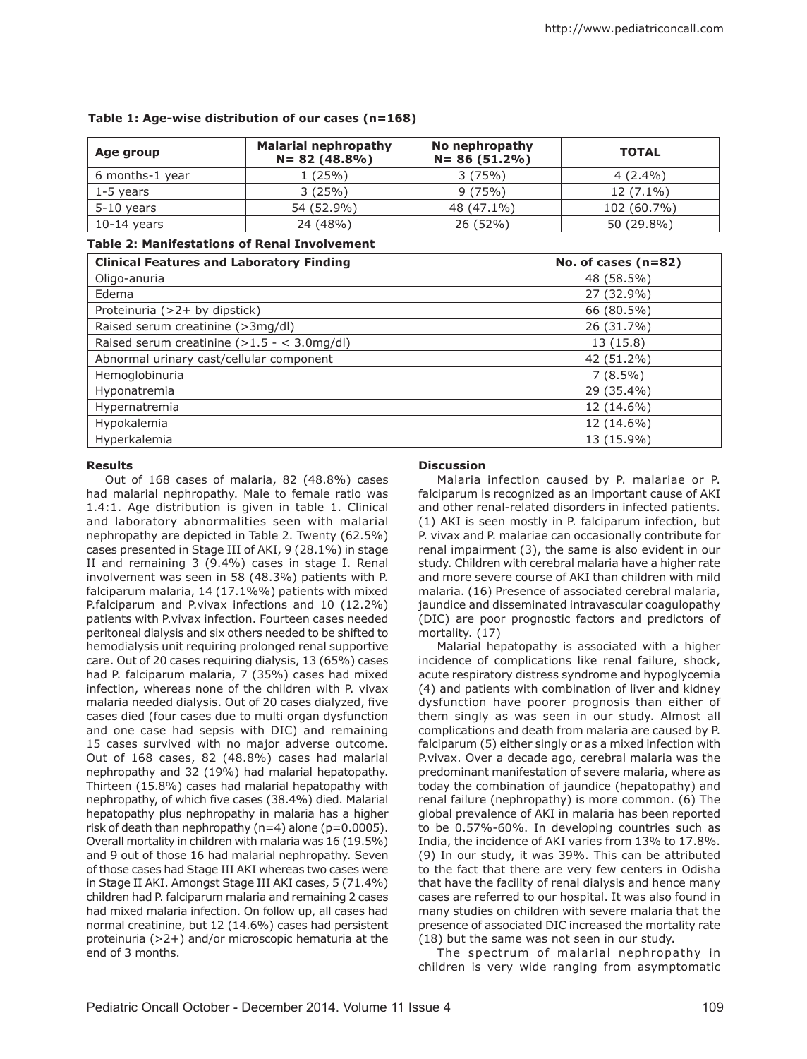**Table 1: Age-wise distribution of our cases (n=168)**

| Age group | Malarial nephropathy N= 82 (48.8%) | No nephropathy N= 86 (51.2%) | TOTAL |
|---|---|---|---|
| 6 months-1 year | 1 (25%) | 3 (75%) | 4 (2.4%) |
| 1-5 years | 3 (25%) | 9 (75%) | 12 (7.1%) |
| 5-10 years | 54 (52.9%) | 48 (47.1%) | 102 (60.7%) |
| 10-14 years | 24 (48%) | 26 (52%) | 50 (29.8%) |

**Table 2: Manifestations of Renal Involvement**

| Clinical Features and Laboratory Finding | No. of cases (n=82) |
|---|---|
| Oligo-anuria | 48 (58.5%) |
| Edema | 27 (32.9%) |
| Proteinuria (>2+ by dipstick) | 66 (80.5%) |
| Raised serum creatinine (>3mg/dl) | 26 (31.7%) |
| Raised serum creatinine (>1.5 - < 3.0mg/dl) | 13 (15.8) |
| Abnormal urinary cast/cellular component | 42 (51.2%) |
| Hemoglobinuria | 7 (8.5%) |
| Hyponatremia | 29 (35.4%) |
| Hypernatremia | 12 (14.6%) |
| Hypokalemia | 12 (14.6%) |
| Hyperkalemia | 13 (15.9%) |

**Results**

Out of 168 cases of malaria, 82 (48.8%) cases had malarial nephropathy. Male to female ratio was 1.4:1. Age distribution is given in table 1. Clinical and laboratory abnormalities seen with malarial nephropathy are depicted in Table 2. Twenty (62.5%) cases presented in Stage III of AKI, 9 (28.1%) in stage II and remaining 3 (9.4%) cases in stage I. Renal involvement was seen in 58 (48.3%) patients with P. falciparum malaria, 14 (17.1%%) patients with mixed P.falciparum and P.vivax infections and 10 (12.2%) patients with P.vivax infection. Fourteen cases needed peritoneal dialysis and six others needed to be shifted to hemodialysis unit requiring prolonged renal supportive care. Out of 20 cases requiring dialysis, 13 (65%) cases had P. falciparum malaria, 7 (35%) cases had mixed infection, whereas none of the children with P. vivax malaria needed dialysis. Out of 20 cases dialyzed, five cases died (four cases due to multi organ dysfunction and one case had sepsis with DIC) and remaining 15 cases survived with no major adverse outcome. Out of 168 cases, 82 (48.8%) cases had malarial nephropathy and 32 (19%) had malarial hepatopathy. Thirteen (15.8%) cases had malarial hepatopathy with nephropathy, of which five cases (38.4%) died. Malarial hepatopathy plus nephropathy in malaria has a higher risk of death than nephropathy (n=4) alone (p=0.0005). Overall mortality in children with malaria was 16 (19.5%) and 9 out of those 16 had malarial nephropathy. Seven of those cases had Stage III AKI whereas two cases were in Stage II AKI. Amongst Stage III AKI cases, 5 (71.4%) children had P. falciparum malaria and remaining 2 cases had mixed malaria infection. On follow up, all cases had normal creatinine, but 12 (14.6%) cases had persistent proteinuria (>2+) and/or microscopic hematuria at the end of 3 months.

**Discussion**

Malaria infection caused by P. malariae or P. falciparum is recognized as an important cause of AKI and other renal-related disorders in infected patients. (1) AKI is seen mostly in P. falciparum infection, but P. vivax and P. malariae can occasionally contribute for renal impairment (3), the same is also evident in our study. Children with cerebral malaria have a higher rate and more severe course of AKI than children with mild malaria. (16) Presence of associated cerebral malaria, jaundice and disseminated intravascular coagulopathy (DIC) are poor prognostic factors and predictors of mortality. (17)

Malarial hepatopathy is associated with a higher incidence of complications like renal failure, shock, acute respiratory distress syndrome and hypoglycemia (4) and patients with combination of liver and kidney dysfunction have poorer prognosis than either of them singly as was seen in our study. Almost all complications and death from malaria are caused by P. falciparum (5) either singly or as a mixed infection with P.vivax. Over a decade ago, cerebral malaria was the predominant manifestation of severe malaria, where as today the combination of jaundice (hepatopathy) and renal failure (nephropathy) is more common. (6) The global prevalence of AKI in malaria has been reported to be 0.57%-60%. In developing countries such as India, the incidence of AKI varies from 13% to 17.8%. (9) In our study, it was 39%. This can be attributed to the fact that there are very few centers in Odisha that have the facility of renal dialysis and hence many cases are referred to our hospital. It was also found in many studies on children with severe malaria that the presence of associated DIC increased the mortality rate (18) but the same was not seen in our study.

The spectrum of malarial nephropathy in children is very wide ranging from asymptomatic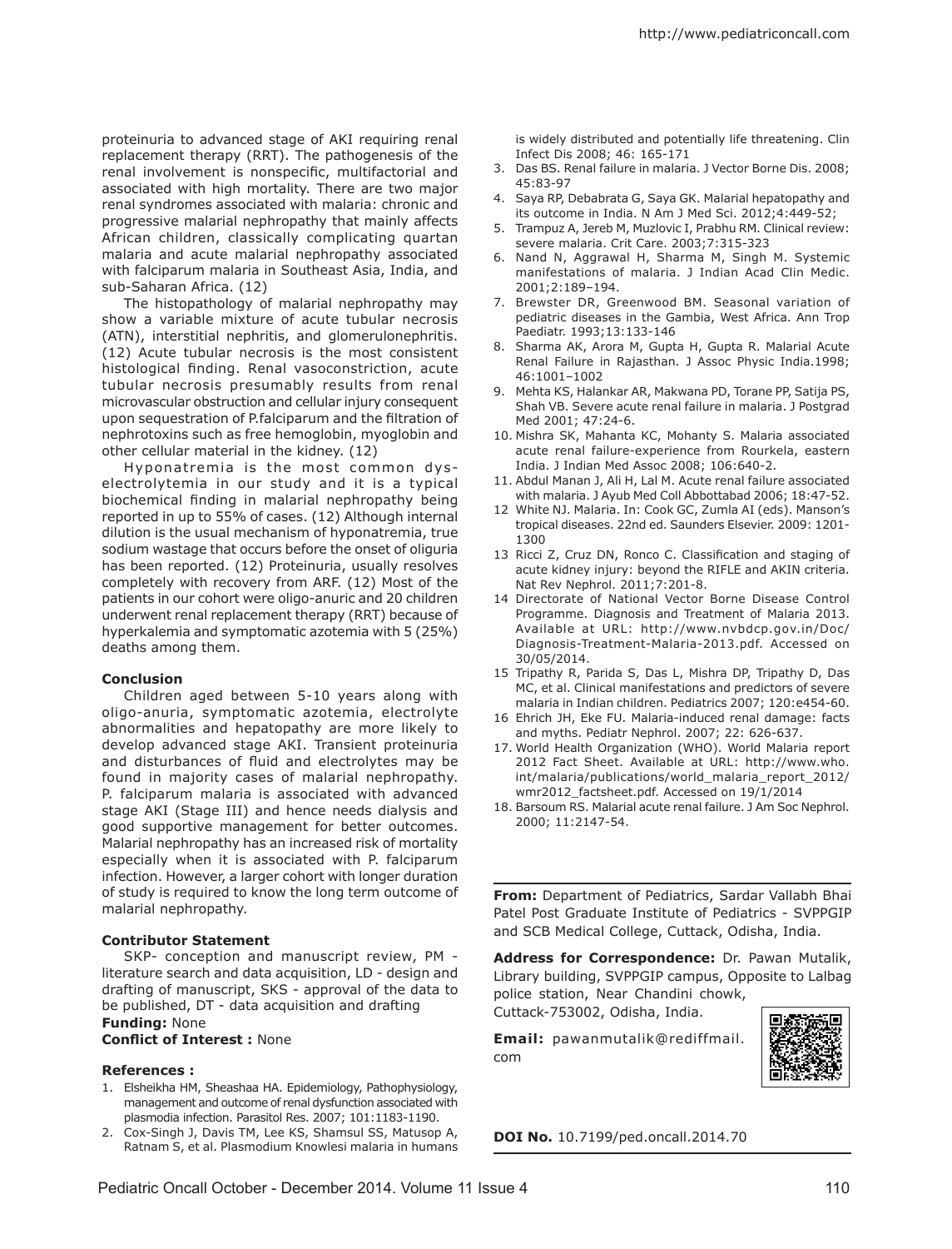proteinuria to advanced stage of AKI requiring renal replacement therapy (RRT). The pathogenesis of the renal involvement is nonspecific, multifactorial and associated with high mortality. There are two major renal syndromes associated with malaria: chronic and progressive malarial nephropathy that mainly affects African children, classically complicating quartan malaria and acute malarial nephropathy associated with falciparum malaria in Southeast Asia, India, and sub-Saharan Africa. (12)

The histopathology of malarial nephropathy may show a variable mixture of acute tubular necrosis (ATN), interstitial nephritis, and glomerulonephritis. (12) Acute tubular necrosis is the most consistent histological finding. Renal vasoconstriction, acute tubular necrosis presumably results from renal microvascular obstruction and cellular injury consequent upon sequestration of P.falciparum and the filtration of nephrotoxins such as free hemoglobin, myoglobin and other cellular material in the kidney. (12)

Hyponatremia is the most common dys-electrolytemia in our study and it is a typical biochemical finding in malarial nephropathy being reported in up to 55% of cases. (12) Although internal dilution is the usual mechanism of hyponatremia, true sodium wastage that occurs before the onset of oliguria has been reported. (12) Proteinuria, usually resolves completely with recovery from ARF. (12) Most of the patients in our cohort were oligo-anuric and 20 children underwent renal replacement therapy (RRT) because of hyperkalemia and symptomatic azotemia with 5 (25%) deaths among them.

**Conclusion**

Children aged between 5-10 years along with oligo-anuria, symptomatic azotemia, electrolyte abnormalities and hepatopathy are more likely to develop advanced stage AKI. Transient proteinuria and disturbances of fluid and electrolytes may be found in majority cases of malarial nephropathy. P. falciparum malaria is associated with advanced stage AKI (Stage III) and hence needs dialysis and good supportive management for better outcomes. Malarial nephropathy has an increased risk of mortality especially when it is associated with P. falciparum infection. However, a larger cohort with longer duration of study is required to know the long term outcome of malarial nephropathy.

**Contributor Statement**

SKP- conception and manuscript review, PM - literature search and data acquisition, LD - design and drafting of manuscript, SKS - approval of the data to be published, DT - data acquisition and drafting

**Funding:** None

**Conflict of Interest :** None

**References :**

1. Elsheikha HM, Sheashaa HA. Epidemiology, Pathophysiology, management and outcome of renal dysfunction associated with plasmodia infection. Parasitol Res. 2007; 101:1183-1190.
2. Cox-Singh J, Davis TM, Lee KS, Shamsul SS, Matusop A, Ratnam S, et al. Plasmodium Knowlesi malaria in humans is widely distributed and potentially life threatening. Clin Infect Dis 2008; 46: 165-171
3. Das BS. Renal failure in malaria. J Vector Borne Dis. 2008; 45:83-97
4. Saya RP, Debabrata G, Saya GK. Malarial hepatopathy and its outcome in India. N Am J Med Sci. 2012;4:449-52;
5. Trampuz A, Jereb M, Muzlovic I, Prabhu RM. Clinical review: severe malaria. Crit Care. 2003;7:315-323
6. Nand N, Aggrawal H, Sharma M, Singh M. Systemic manifestations of malaria. J Indian Acad Clin Medic. 2001;2:189–194.
7. Brewster DR, Greenwood BM. Seasonal variation of pediatric diseases in the Gambia, West Africa. Ann Trop Paediatr. 1993;13:133-146
8. Sharma AK, Arora M, Gupta H, Gupta R. Malarial Acute Renal Failure in Rajasthan. J Assoc Physic India.1998; 46:1001–1002
9. Mehta KS, Halankar AR, Makwana PD, Torane PP, Satija PS, Shah VB. Severe acute renal failure in malaria. J Postgrad Med 2001; 47:24-6.
10. Mishra SK, Mahanta KC, Mohanty S. Malaria associated acute renal failure-experience from Rourkela, eastern India. J Indian Med Assoc 2008; 106:640-2.
11. Abdul Manan J, Ali H, Lal M. Acute renal failure associated with malaria. J Ayub Med Coll Abbottabad 2006; 18:47-52.
12. White NJ. Malaria. In: Cook GC, Zumla AI (eds). Manson's tropical diseases. 22nd ed. Saunders Elsevier. 2009: 1201-1300
13. Ricci Z, Cruz DN, Ronco C. Classification and staging of acute kidney injury: beyond the RIFLE and AKIN criteria. Nat Rev Nephrol. 2011;7:201-8.
14. Directorate of National Vector Borne Disease Control Programme. Diagnosis and Treatment of Malaria 2013. Available at URL: http://www.nvbdcp.gov.in/Doc/Diagnosis-Treatment-Malaria-2013.pdf. Accessed on 30/05/2014.
15. Tripathy R, Parida S, Das L, Mishra DP, Tripathy D, Das MC, et al. Clinical manifestations and predictors of severe malaria in Indian children. Pediatrics 2007; 120:e454-60.
16. Ehrich JH, Eke FU. Malaria-induced renal damage: facts and myths. Pediatr Nephrol. 2007; 22: 626-637.
17. World Health Organization (WHO). World Malaria report 2012 Fact Sheet. Available at URL: http://www.who.int/malaria/publications/world_malaria_report_2012/wmr2012_factsheet.pdf. Accessed on 19/1/2014
18. Barsoum RS. Malarial acute renal failure. J Am Soc Nephrol. 2000; 11:2147-54.

**From:** Department of Pediatrics, Sardar Vallabh Bhai Patel Post Graduate Institute of Pediatrics - SVPPGIP and SCB Medical College, Cuttack, Odisha, India.

**Address for Correspondence:** Dr. Pawan Mutalik, Library building, SVPPGIP campus, Opposite to Lalbag police station, Near Chandini chowk, Cuttack-753002, Odisha, India.

**Email:** pawanmutalik@rediffmail.com

**DOI No.** 10.7199/ped.oncall.2014.70